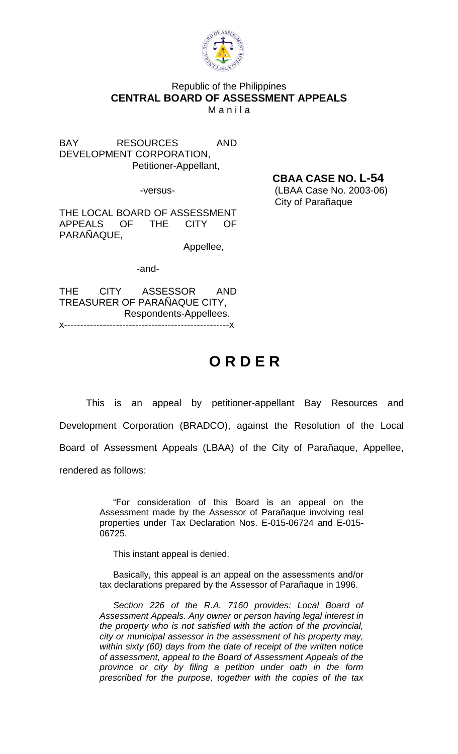Republic of the Philippines
**CENTRAL BOARD OF ASSESSMENT APPEALS**
Manila

BAY RESOURCES AND DEVELOPMENT CORPORATION,
Petitioner-Appellant,

-versus-

THE LOCAL BOARD OF ASSESSMENT APPEALS OF THE CITY OF PARAÑAQUE,
Appellee,

-and-

THE CITY ASSESSOR AND TREASURER OF PARAÑAQUE CITY,
Respondents-Appellees.
x---------------------------------------------------x

**CBAA CASE NO. L-54**
(LBAA Case No. 2003-06)
City of Parañaque

# O R D E R

This is an appeal by petitioner-appellant Bay Resources and Development Corporation (BRADCO), against the Resolution of the Local Board of Assessment Appeals (LBAA) of the City of Parañaque, Appellee, rendered as follows:

> "For consideration of this Board is an appeal on the Assessment made by the Assessor of Parañaque involving real properties under Tax Declaration Nos. E-015-06724 and E-015-06725.
>
> This instant appeal is denied.
>
> Basically, this appeal is an appeal on the assessments and/or tax declarations prepared by the Assessor of Parañaque in 1996.
>
> *Section 226 of the R.A. 7160 provides: Local Board of Assessment Appeals. Any owner or person having legal interest in the property who is not satisfied with the action of the provincial, city or municipal assessor in the assessment of his property may, within sixty (60) days from the date of receipt of the written notice of assessment, appeal to the Board of Assessment Appeals of the province or city by filing a petition under oath in the form prescribed for the purpose, together with the copies of the tax*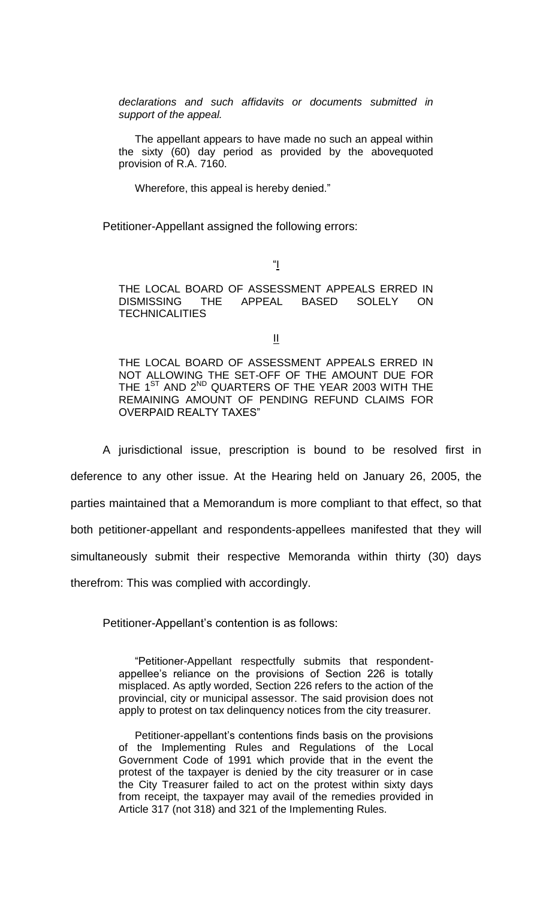*declarations and such affidavits or documents submitted in support of the appeal.*

The appellant appears to have made no such an appeal within the sixty (60) day period as provided by the abovequoted provision of R.A. 7160.

Wherefore, this appeal is hereby denied."

Petitioner-Appellant assigned the following errors:

"I

THE LOCAL BOARD OF ASSESSMENT APPEALS ERRED IN DISMISSING THE APPEAL BASED SOLELY ON TECHNICALITIES

II

THE LOCAL BOARD OF ASSESSMENT APPEALS ERRED IN NOT ALLOWING THE SET-OFF OF THE AMOUNT DUE FOR THE 1ST AND 2ND QUARTERS OF THE YEAR 2003 WITH THE REMAINING AMOUNT OF PENDING REFUND CLAIMS FOR OVERPAID REALTY TAXES"

A jurisdictional issue, prescription is bound to be resolved first in deference to any other issue. At the Hearing held on January 26, 2005, the parties maintained that a Memorandum is more compliant to that effect, so that both petitioner-appellant and respondents-appellees manifested that they will simultaneously submit their respective Memoranda within thirty (30) days therefrom: This was complied with accordingly.

Petitioner-Appellant's contention is as follows:

"Petitioner-Appellant respectfully submits that respondent-appellee's reliance on the provisions of Section 226 is totally misplaced. As aptly worded, Section 226 refers to the action of the provincial, city or municipal assessor. The said provision does not apply to protest on tax delinquency notices from the city treasurer.

Petitioner-appellant's contentions finds basis on the provisions of the Implementing Rules and Regulations of the Local Government Code of 1991 which provide that in the event the protest of the taxpayer is denied by the city treasurer or in case the City Treasurer failed to act on the protest within sixty days from receipt, the taxpayer may avail of the remedies provided in Article 317 (not 318) and 321 of the Implementing Rules.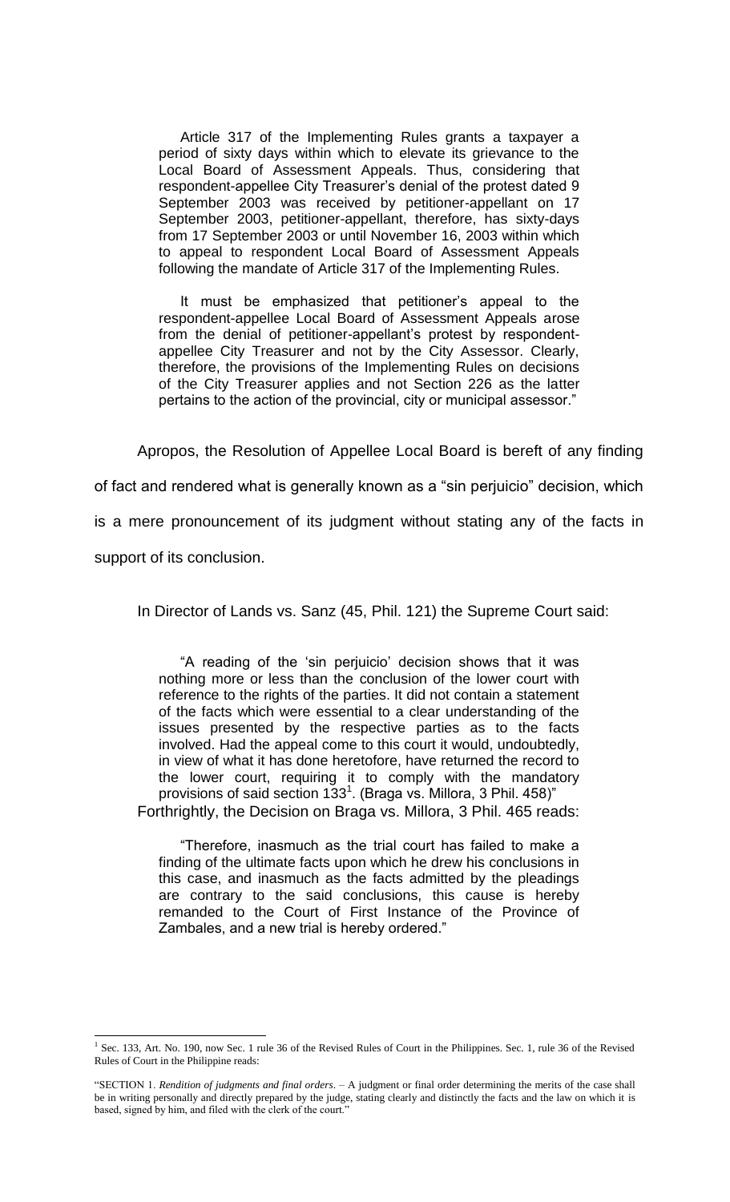> Article 317 of the Implementing Rules grants a taxpayer a period of sixty days within which to elevate its grievance to the Local Board of Assessment Appeals. Thus, considering that respondent-appellee City Treasurer's denial of the protest dated 9 September 2003 was received by petitioner-appellant on 17 September 2003, petitioner-appellant, therefore, has sixty-days from 17 September 2003 or until November 16, 2003 within which to appeal to respondent Local Board of Assessment Appeals following the mandate of Article 317 of the Implementing Rules.
>
> It must be emphasized that petitioner's appeal to the respondent-appellee Local Board of Assessment Appeals arose from the denial of petitioner-appellant's protest by respondent-appellee City Treasurer and not by the City Assessor. Clearly, therefore, the provisions of the Implementing Rules on decisions of the City Treasurer applies and not Section 226 as the latter pertains to the action of the provincial, city or municipal assessor."

Apropos, the Resolution of Appellee Local Board is bereft of any finding of fact and rendered what is generally known as a "sin perjuicio" decision, which is a mere pronouncement of its judgment without stating any of the facts in support of its conclusion.

In Director of Lands vs. Sanz (45, Phil. 121) the Supreme Court said:

> "A reading of the 'sin perjuicio' decision shows that it was nothing more or less than the conclusion of the lower court with reference to the rights of the parties. It did not contain a statement of the facts which were essential to a clear understanding of the issues presented by the respective parties as to the facts involved. Had the appeal come to this court it would, undoubtedly, in view of what it has done heretofore, have returned the record to the lower court, requiring it to comply with the mandatory provisions of said section 133[1]. (Braga vs. Millora, 3 Phil. 458)"

Forthrightly, the Decision on Braga vs. Millora, 3 Phil. 465 reads:

> "Therefore, inasmuch as the trial court has failed to make a finding of the ultimate facts upon which he drew his conclusions in this case, and inasmuch as the facts admitted by the pleadings are contrary to the said conclusions, this cause is hereby remanded to the Court of First Instance of the Province of Zambales, and a new trial is hereby ordered."

---

[1] Sec. 133, Art. No. 190, now Sec. 1 rule 36 of the Revised Rules of Court in the Philippines. Sec. 1, rule 36 of the Revised Rules of Court in the Philippine reads:

"SECTION 1. *Rendition of judgments and final orders*. – A judgment or final order determining the merits of the case shall be in writing personally and directly prepared by the judge, stating clearly and distinctly the facts and the law on which it is based, signed by him, and filed with the clerk of the court."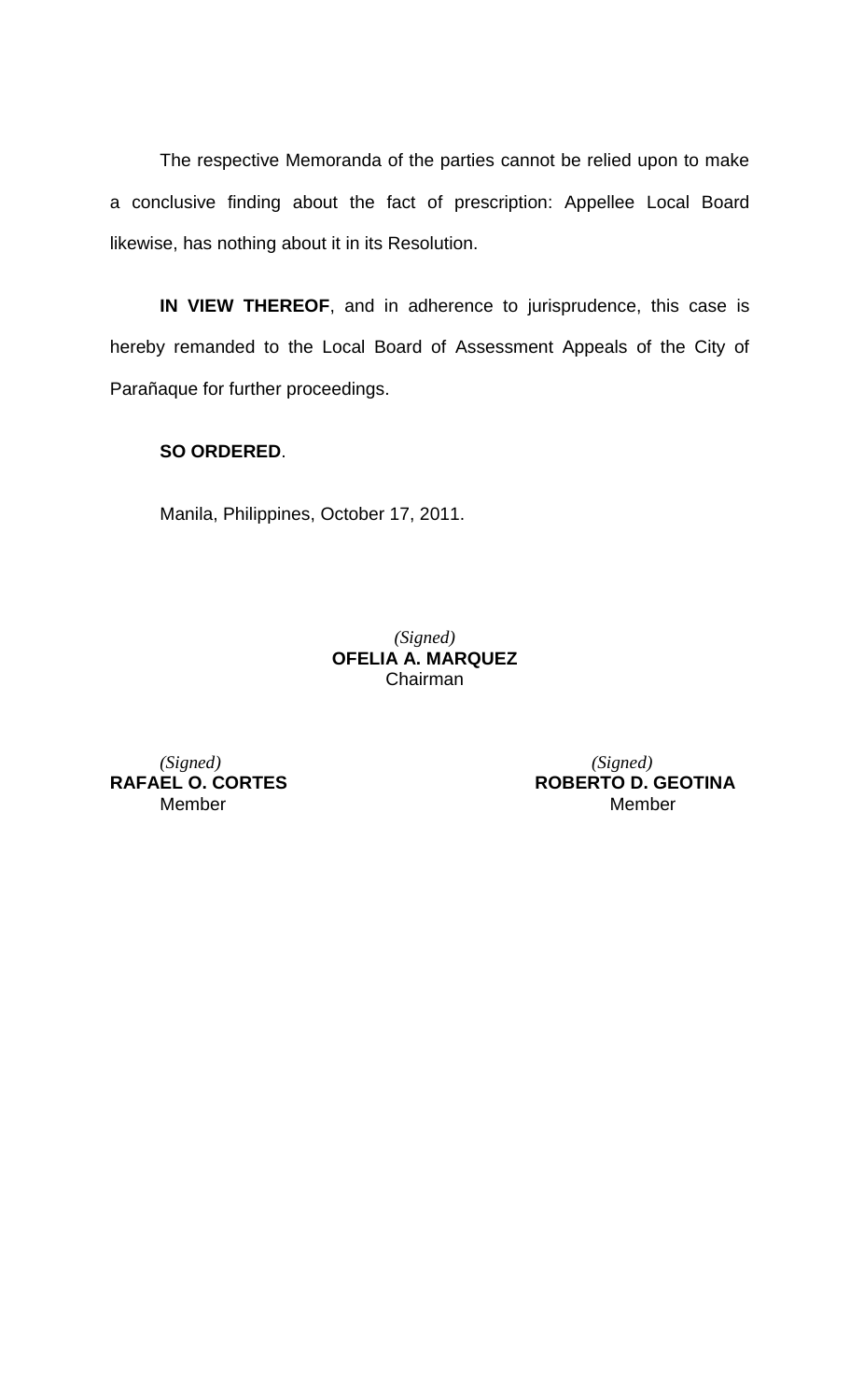The respective Memoranda of the parties cannot be relied upon to make a conclusive finding about the fact of prescription: Appellee Local Board likewise, has nothing about it in its Resolution.

**IN VIEW THEREOF**, and in adherence to jurisprudence, this case is hereby remanded to the Local Board of Assessment Appeals of the City of Parañaque for further proceedings.

**SO ORDERED**.

Manila, Philippines, October 17, 2011.

*(Signed)*
**OFELIA A. MARQUEZ**
Chairman

*(Signed)*
**RAFAEL O. CORTES**
Member

*(Signed)*
**ROBERTO D. GEOTINA**
Member